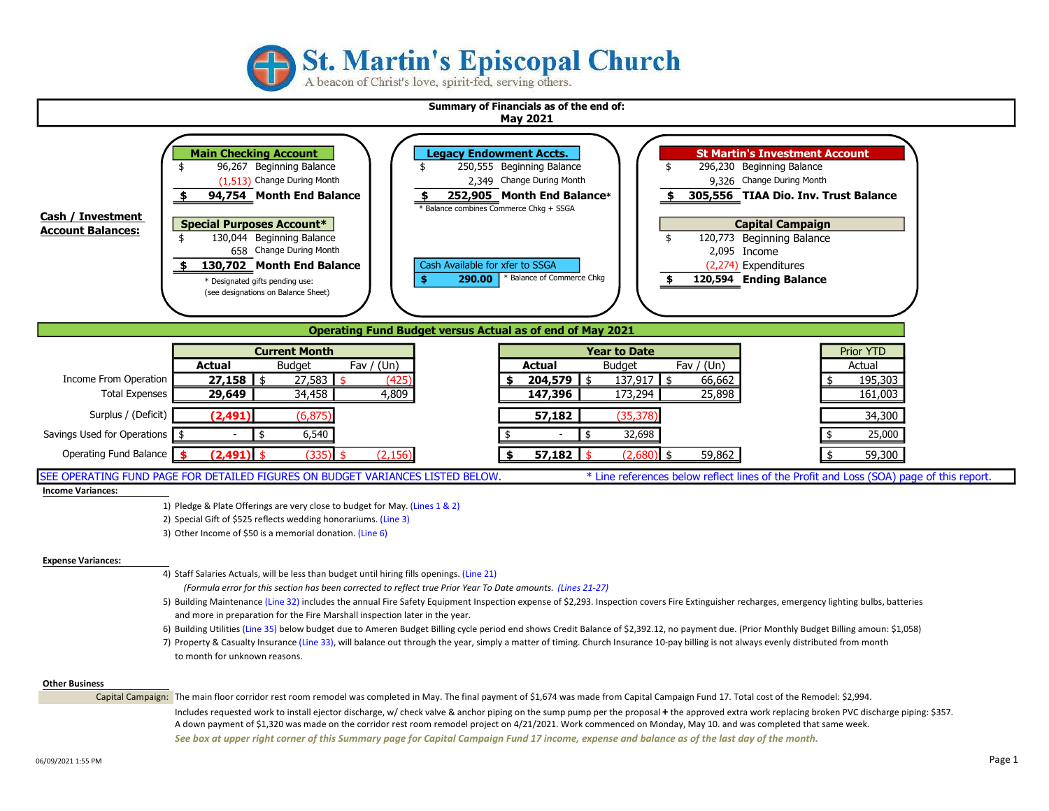# St. Martin's Episcopal Church

A beacon of Christ's love, spirit-fed, serving others.

## Summary of Financials as of the end of: May 2021

### Cash / Investment Account Balances:

**Main Checking Account**

| | | |
|---|---|---|
| $ | 96,267 | Beginning Balance |
| | (1,513) | Change During Month |
| **$** | **94,754** | **Month End Balance** |

**Special Purposes Account***

| | | |
|---|---|---|
| $ | 130,044 | Beginning Balance |
| | 658 | Change During Month |
| **$** | **130,702** | **Month End Balance** |

\* Designated gifts pending use: (see designations on Balance Sheet)

**Legacy Endowment Accts.**

| | | |
|---|---|---|
| $ | 250,555 | Beginning Balance |
| | 2,349 | Change During Month |
| **$** | **252,905** | **Month End Balance*** |

\* Balance combines Commerce Chkg + SSGA

**Cash Available for xfer to SSGA**

**$ 290.00** * Balance of Commerce Chkg

**St Martin's Investment Account**

| | | |
|---|---|---|
| $ | 296,230 | Beginning Balance |
| | 9,326 | Change During Month |
| **$** | **305,556** | **TIAA Dio. Inv. Trust Balance** |

**Capital Campaign**

| | | |
|---|---|---|
| $ | 120,773 | Beginning Balance |
| | 2,095 | Income |
| | (2,274) | Expenditures |
| **$** | **120,594** | **Ending Balance** |

### Operating Fund Budget versus Actual as of end of May 2021

| | Current Month | | | Year to Date | | | Prior YTD |
|---|---|---|---|---|---|---|---|
| | **Actual** | Budget | Fav / (Un) | **Actual** | Budget | Fav / (Un) | Actual |
| Income From Operation | **27,158** | $ 27,583 | $ (425) | **$ 204,579** | $ 137,917 | $ 66,662 | $ 195,303 |
| Total Expenses | **29,649** | 34,458 | 4,809 | **147,396** | 173,294 | 25,898 | 161,003 |
| Surplus / (Deficit) | **(2,491)** | (6,875) | | **57,182** | (35,378) | | 34,300 |
| Savings Used for Operations | $ - | $ 6,540 | | $ - | $ 32,698 | | $ 25,000 |
| Operating Fund Balance | **$ (2,491)** | $ (335) | $ (2,156) | **$ 57,182** | $ (2,680) | $ 59,862 | $ 59,300 |

SEE OPERATING FUND PAGE FOR DETAILED FIGURES ON BUDGET VARIANCES LISTED BELOW. * Line references below reflect lines of the Profit and Loss (SOA) page of this report.

**Income Variances:**

1) Pledge & Plate Offerings are very close to budget for May. (Lines 1 & 2)
2) Special Gift of $525 reflects wedding honorariums. (Line 3)
3) Other Income of $50 is a memorial donation. (Line 6)

**Expense Variances:**

4) Staff Salaries Actuals, will be less than budget until hiring fills openings. (Line 21)
   *(Formula error for this section has been corrected to reflect true Prior Year To Date amounts. (Lines 21-27)*
5) Building Maintenance (Line 32) includes the annual Fire Safety Equipment Inspection expense of $2,293. Inspection covers Fire Extinguisher recharges, emergency lighting bulbs, batteries and more in preparation for the Fire Marshall inspection later in the year.
6) Building Utilities (Line 35) below budget due to Ameren Budget Billing cycle period end shows Credit Balance of $2,392.12, no payment due. (Prior Monthly Budget Billing amoun: $1,058)
7) Property & Casualty Insurance (Line 33), will balance out through the year, simply a matter of timing. Church Insurance 10-pay billing is not always evenly distributed from month to month for unknown reasons.

**Other Business**

Capital Campaign: The main floor corridor rest room remodel was completed in May. The final payment of $1,674 was made from Capital Campaign Fund 17. Total cost of the Remodel: $2,994.

Includes requested work to install ejector discharge, w/ check valve & anchor piping on the sump pump per the proposal **+** the approved extra work replacing broken PVC discharge piping: $357. A down payment of $1,320 was made on the corridor rest room remodel project on 4/21/2021. Work commenced on Monday, May 10. and was completed that same week.

***See box at upper right corner of this Summary page for Capital Campaign Fund 17 income, expense and balance as of the last day of the month.***

06/09/2021 1:55 PM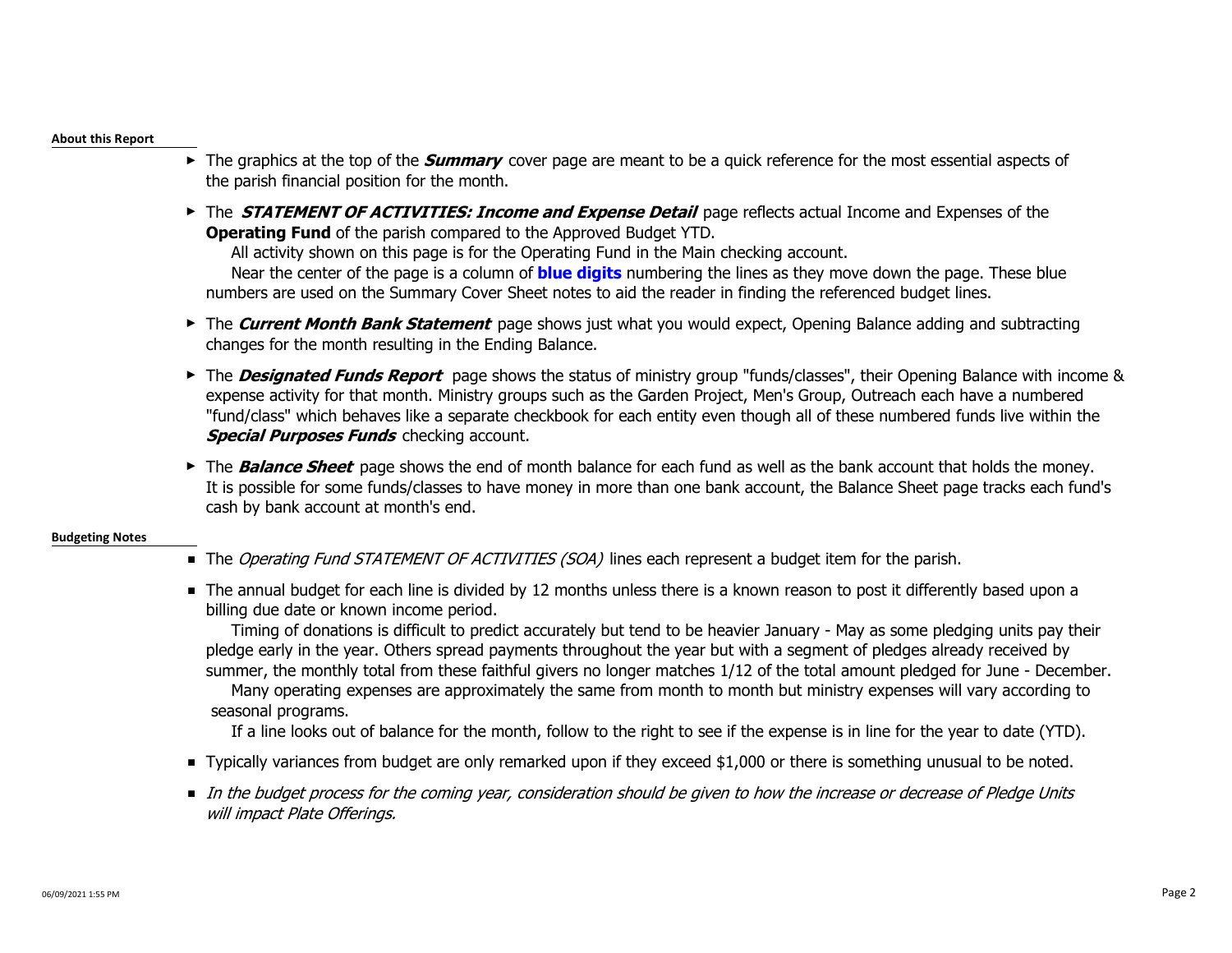**About this Report**

- The graphics at the top of the ***Summary*** cover page are meant to be a quick reference for the most essential aspects of the parish financial position for the month.
- The ***STATEMENT OF ACTIVITIES: Income and Expense Detail*** page reflects actual Income and Expenses of the **Operating Fund** of the parish compared to the Approved Budget YTD.
  All activity shown on this page is for the Operating Fund in the Main checking account.
  Near the center of the page is a column of **blue digits** numbering the lines as they move down the page. These blue numbers are used on the Summary Cover Sheet notes to aid the reader in finding the referenced budget lines.
- The ***Current Month Bank Statement*** page shows just what you would expect, Opening Balance adding and subtracting changes for the month resulting in the Ending Balance.
- The ***Designated Funds Report*** page shows the status of ministry group "funds/classes", their Opening Balance with income & expense activity for that month. Ministry groups such as the Garden Project, Men's Group, Outreach each have a numbered "fund/class" which behaves like a separate checkbook for each entity even though all of these numbered funds live within the ***Special Purposes Funds*** checking account.
- The ***Balance Sheet*** page shows the end of month balance for each fund as well as the bank account that holds the money. It is possible for some funds/classes to have money in more than one bank account, the Balance Sheet page tracks each fund's cash by bank account at month's end.

**Budgeting Notes**

- The *Operating Fund STATEMENT OF ACTIVITIES (SOA)* lines each represent a budget item for the parish.
- The annual budget for each line is divided by 12 months unless there is a known reason to post it differently based upon a billing due date or known income period.
  Timing of donations is difficult to predict accurately but tend to be heavier January - May as some pledging units pay their pledge early in the year. Others spread payments throughout the year but with a segment of pledges already received by summer, the monthly total from these faithful givers no longer matches 1/12 of the total amount pledged for June - December.
  Many operating expenses are approximately the same from month to month but ministry expenses will vary according to seasonal programs.
  If a line looks out of balance for the month, follow to the right to see if the expense is in line for the year to date (YTD).
- Typically variances from budget are only remarked upon if they exceed $1,000 or there is something unusual to be noted.
- *In the budget process for the coming year, consideration should be given to how the increase or decrease of Pledge Units will impact Plate Offerings.*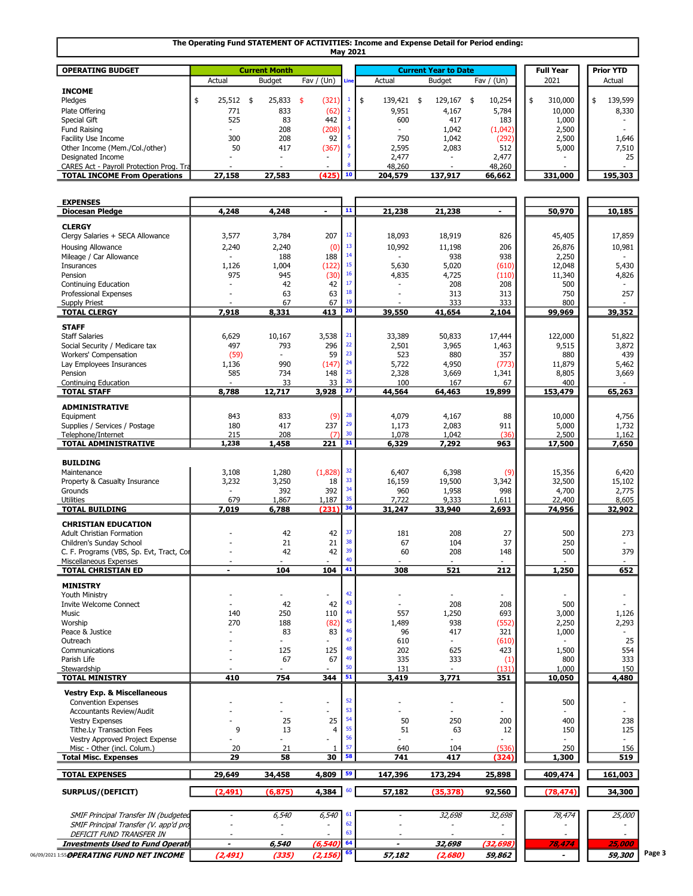# The Operating Fund STATEMENT OF ACTIVITIES: Income and Expense Detail for Period ending: May 2021

| OPERATING BUDGET | Current Month | | | Line | Current Year to Date | | | Full Year | Prior YTD |
|---|---|---|---|---|---|---|---|---|---|
| | Actual | Budget | Fav / (Un) | | Actual | Budget | Fav / (Un) | 2021 | Actual |
| **INCOME** | | | | | | | | | |
| Pledges | $ 25,512 | $ 25,833 | $ (321) | 1 | $ 139,421 | $ 129,167 | $ 10,254 | $ 310,000 | $ 139,599 |
| Plate Offering | 771 | 833 | (62) | 2 | 9,951 | 4,167 | 5,784 | 10,000 | 8,330 |
| Special Gift | 525 | 83 | 442 | 3 | 600 | 417 | 183 | 1,000 | - |
| Fund Raising | - | 208 | (208) | 4 | - | 1,042 | (1,042) | 2,500 | - |
| Facility Use Income | 300 | 208 | 92 | 5 | 750 | 1,042 | (292) | 2,500 | 1,646 |
| Other Income (Mem./Col./other) | 50 | 417 | (367) | 6 | 2,595 | 2,083 | 512 | 5,000 | 7,510 |
| Designated Income | - | - | - | 7 | 2,477 | - | 2,477 | - | 25 |
| CARES Act - Payroll Protection Prog. Tra | - | - | - | 8 | 48,260 | - | 48,260 | - | - |
| **TOTAL INCOME From Operations** | **27,158** | **27,583** | **(425)** | 10 | **204,579** | **137,917** | **66,662** | **331,000** | **195,303** |
| **EXPENSES** | | | | | | | | | |
| **Diocesan Pledge** | **4,248** | **4,248** | **-** | 11 | **21,238** | **21,238** | **-** | **50,970** | **10,185** |
| **CLERGY** | | | | | | | | | |
| Clergy Salaries + SECA Allowance | 3,577 | 3,784 | 207 | 12 | 18,093 | 18,919 | 826 | 45,405 | 17,859 |
| Housing Allowance | 2,240 | 2,240 | (0) | 13 | 10,992 | 11,198 | 206 | 26,876 | 10,981 |
| Mileage / Car Allowance | - | 188 | 188 | 14 | - | 938 | 938 | 2,250 | - |
| Insurances | 1,126 | 1,004 | (122) | 15 | 5,630 | 5,020 | (610) | 12,048 | 5,430 |
| Pension | 975 | 945 | (30) | 16 | 4,835 | 4,725 | (110) | 11,340 | 4,826 |
| Continuing Education | - | 42 | 42 | 17 | - | 208 | 208 | 500 | - |
| Professional Expenses | - | 63 | 63 | 18 | - | 313 | 313 | 750 | 257 |
| Supply Priest | - | 67 | 67 | 19 | - | 333 | 333 | 800 | - |
| **TOTAL CLERGY** | **7,918** | **8,331** | **413** | 20 | **39,550** | **41,654** | **2,104** | **99,969** | **39,352** |
| **STAFF** | | | | | | | | | |
| Staff Salaries | 6,629 | 10,167 | 3,538 | 21 | 33,389 | 50,833 | 17,444 | 122,000 | 51,822 |
| Social Security / Medicare tax | 497 | 793 | 296 | 22 | 2,501 | 3,965 | 1,463 | 9,515 | 3,872 |
| Workers' Compensation | (59) | - | 59 | 23 | 523 | 880 | 357 | 880 | 439 |
| Lay Employees Insurances | 1,136 | 990 | (147) | 24 | 5,722 | 4,950 | (773) | 11,879 | 5,462 |
| Pension | 585 | 734 | 148 | 25 | 2,328 | 3,669 | 1,341 | 8,805 | 3,669 |
| Continuing Education | - | 33 | 33 | 26 | 100 | 167 | 67 | 400 | - |
| **TOTAL STAFF** | **8,788** | **12,717** | **3,928** | 27 | **44,564** | **64,463** | **19,899** | **153,479** | **65,263** |
| **ADMINISTRATIVE** | | | | | | | | | |
| Equipment | 843 | 833 | (9) | 28 | 4,079 | 4,167 | 88 | 10,000 | 4,756 |
| Supplies / Services / Postage | 180 | 417 | 237 | 29 | 1,173 | 2,083 | 911 | 5,000 | 1,732 |
| Telephone/Internet | 215 | 208 | (7) | 30 | 1,078 | 1,042 | (36) | 2,500 | 1,162 |
| **TOTAL ADMINISTRATIVE** | **1,238** | **1,458** | **221** | 31 | **6,329** | **7,292** | **963** | **17,500** | **7,650** |
| **BUILDING** | | | | | | | | | |
| Maintenance | 3,108 | 1,280 | (1,828) | 32 | 6,407 | 6,398 | (9) | 15,356 | 6,420 |
| Property & Casualty Insurance | 3,232 | 3,250 | 18 | 33 | 16,159 | 19,500 | 3,342 | 32,500 | 15,102 |
| Grounds | - | 392 | 392 | 34 | 960 | 1,958 | 998 | 4,700 | 2,775 |
| Utilities | 679 | 1,867 | 1,187 | 35 | 7,722 | 9,333 | 1,611 | 22,400 | 8,605 |
| **TOTAL BUILDING** | **7,019** | **6,788** | **(231)** | 36 | **31,247** | **33,940** | **2,693** | **74,956** | **32,902** |
| **CHRISTIAN EDUCATION** | | | | | | | | | |
| Adult Christian Formation | - | 42 | 42 | 37 | 181 | 208 | 27 | 500 | 273 |
| Children's Sunday School | - | 21 | 21 | 38 | 67 | 104 | 37 | 250 | - |
| C. F. Programs (VBS, Sp. Evt, Tract, Co | - | 42 | 42 | 39 | 60 | 208 | 148 | 500 | 379 |
| Miscellaneous Expenses | - | - | - | 40 | - | - | - | - | - |
| **TOTAL CHRISTIAN ED** | **-** | **104** | **104** | 41 | **308** | **521** | **212** | **1,250** | **652** |
| **MINISTRY** | | | | | | | | | |
| Youth Ministry | - | - | - | 42 | - | - | - | - | - |
| Invite Welcome Connect | - | 42 | 42 | 43 | - | 208 | 208 | 500 | - |
| Music | 140 | 250 | 110 | 44 | 557 | 1,250 | 693 | 3,000 | 1,126 |
| Worship | 270 | 188 | (82) | 45 | 1,489 | 938 | (552) | 2,250 | 2,293 |
| Peace & Justice | - | 83 | 83 | 46 | 96 | 417 | 321 | 1,000 | - |
| Outreach | - | - | - | 47 | 610 | - | (610) | - | 25 |
| Communications | - | 125 | 125 | 48 | 202 | 625 | 423 | 1,500 | 554 |
| Parish Life | - | 67 | 67 | 49 | 335 | 333 | (1) | 800 | 333 |
| Stewardship | - | - | - | 50 | 131 | - | (131) | 1,000 | 150 |
| **TOTAL MINISTRY** | **410** | **754** | **344** | 51 | **3,419** | **3,771** | **351** | **10,050** | **4,480** |
| **Vestry Exp. & Miscellaneous** | | | | | | | | | |
| Convention Expenses | - | - | - | 52 | - | - | - | 500 | - |
| Accountants Review/Audit | - | - | - | 53 | - | - | - | - | - |
| Vestry Expenses | - | 25 | 25 | 54 | 50 | 250 | 200 | 400 | 238 |
| Tithe.Ly Transaction Fees | 9 | 13 | 4 | 55 | 51 | 63 | 12 | 150 | 125 |
| Vestry Approved Project Expense | - | - | - | 56 | - | - | - | - | - |
| Misc - Other (incl. Colum.) | 20 | 21 | 1 | 57 | 640 | 104 | (536) | 250 | 156 |
| **Total Misc. Expenses** | **29** | **58** | **30** | 58 | **741** | **417** | **(324)** | **1,300** | **519** |
| **TOTAL EXPENSES** | **29,649** | **34,458** | **4,809** | 59 | **147,396** | **173,294** | **25,898** | **409,474** | **161,003** |
| **SURPLUS/(DEFICIT)** | **(2,491)** | **(6,875)** | **4,384** | 60 | **57,182** | **(35,378)** | **92,560** | **(78,474)** | **34,300** |
| *SMIF Principal Transfer IN (budgeted* | - | *6,540* | *6,540* | 61 | - | *32,698* | *32,698* | *78,474* | *25,000* |
| *SMIF Principal Transfer (V. app'd pro* | - | - | - | 62 | - | - | - | - | - |
| *DEFICIT FUND TRANSFER IN* | - | - | - | 63 | - | - | - | - | - |
| ***Investments Used to Fund Operati*** | **-** | ***6,540*** | ***(6,540)*** | 64 | **-** | ***32,698*** | ***(32,698)*** | ***78,474*** | ***25,000*** |
| ***OPERATING FUND NET INCOME*** | ***(2,491)*** | ***(335)*** | ***(2,156)*** | 65 | ***57,182*** | ***(2,680)*** | ***59,862*** | **-** | ***59,300*** |

06/09/2021 1:55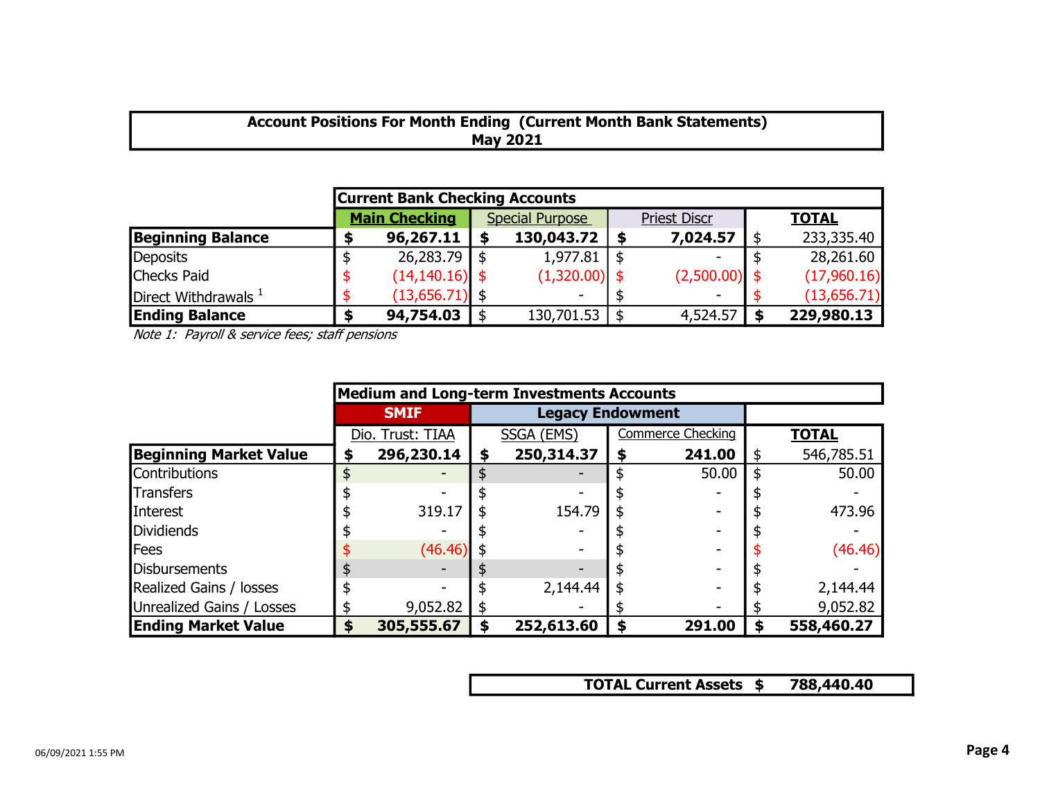**Account Positions For Month Ending (Current Month Bank Statements)**
**May 2021**

| | Current Bank Checking Accounts | | | |
|---|---|---|---|---|
| | **Main Checking** | Special Purpose | Priest Discr | **TOTAL** |
| **Beginning Balance** | **$ 96,267.11** | **$ 130,043.72** | **$ 7,024.57** | $ 233,335.40 |
| Deposits | $ 26,283.79 | $ 1,977.81 | $ - | $ 28,261.60 |
| Checks Paid | $ (14,140.16) | $ (1,320.00) | $ (2,500.00) | $ (17,960.16) |
| Direct Withdrawals [1] | $ (13,656.71) | $ - | $ - | $ (13,656.71) |
| **Ending Balance** | **$ 94,754.03** | $ 130,701.53 | $ 4,524.57 | **$ 229,980.13** |

*Note 1: Payroll & service fees; staff pensions*

| | Medium and Long-term Investments Accounts | | | |
|---|---|---|---|---|
| | **SMIF** | **Legacy Endowment** | | |
| | Dio. Trust: TIAA | SSGA (EMS) | Commerce Checking | **TOTAL** |
| **Beginning Market Value** | **$ 296,230.14** | **$ 250,314.37** | **$ 241.00** | $ 546,785.51 |
| Contributions | $ - | $ - | $ 50.00 | $ 50.00 |
| Transfers | $ - | $ - | $ - | $ - |
| Interest | $ 319.17 | $ 154.79 | $ - | $ 473.96 |
| Dividiends | $ - | $ - | $ - | $ - |
| Fees | $ (46.46) | $ - | $ - | $ (46.46) |
| Disbursements | $ - | $ - | $ - | $ - |
| Realized Gains / losses | $ - | $ 2,144.44 | $ - | $ 2,144.44 |
| Unrealized Gains / Losses | $ 9,052.82 | $ - | $ - | $ 9,052.82 |
| **Ending Market Value** | **$ 305,555.67** | **$ 252,613.60** | **$ 291.00** | **$ 558,460.27** |

| **TOTAL Current Assets** | **$ 788,440.40** |
|---|---|

06/09/2021 1:55 PM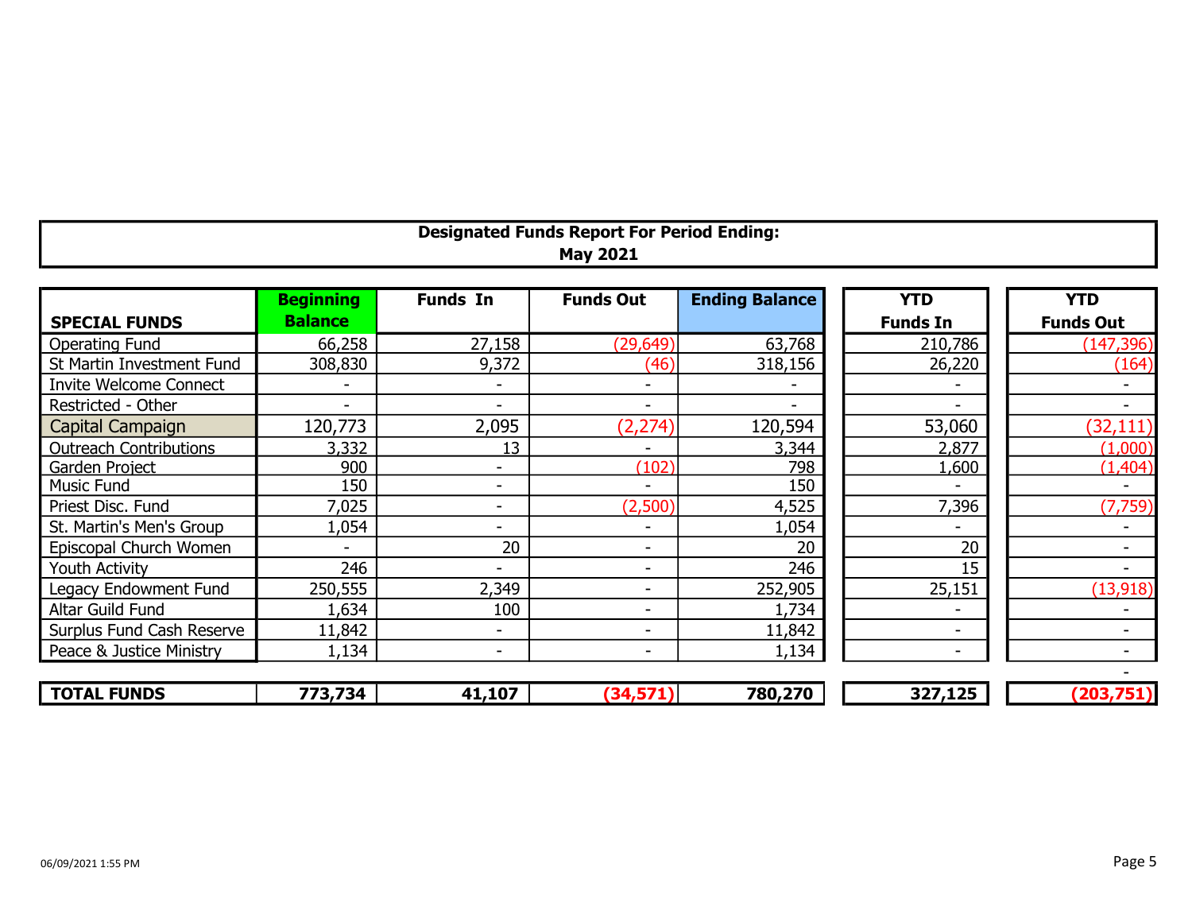**Designated Funds Report For Period Ending:**
**May 2021**

| SPECIAL FUNDS | Beginning Balance | Funds In | Funds Out | Ending Balance | YTD Funds In | YTD Funds Out |
|---|---|---|---|---|---|---|
| Operating Fund | 66,258 | 27,158 | (29,649) | 63,768 | 210,786 | (147,396) |
| St Martin Investment Fund | 308,830 | 9,372 | (46) | 318,156 | 26,220 | (164) |
| Invite Welcome Connect | - | - | - | - | - | - |
| Restricted - Other | - | - | - | - | - | - |
| Capital Campaign | 120,773 | 2,095 | (2,274) | 120,594 | 53,060 | (32,111) |
| Outreach Contributions | 3,332 | 13 | - | 3,344 | 2,877 | (1,000) |
| Garden Project | 900 | - | (102) | 798 | 1,600 | (1,404) |
| Music Fund | 150 | - | - | 150 | - | - |
| Priest Disc. Fund | 7,025 | - | (2,500) | 4,525 | 7,396 | (7,759) |
| St. Martin's Men's Group | 1,054 | - | - | 1,054 | - | - |
| Episcopal Church Women | - | 20 | - | 20 | 20 | - |
| Youth Activity | 246 | - | - | 246 | 15 | - |
| Legacy Endowment Fund | 250,555 | 2,349 | - | 252,905 | 25,151 | (13,918) |
| Altar Guild Fund | 1,634 | 100 | - | 1,734 | - | - |
| Surplus Fund Cash Reserve | 11,842 | - | - | 11,842 | - | - |
| Peace & Justice Ministry | 1,134 | - | - | 1,134 | - | - |
| | | | | | | - |
| **TOTAL FUNDS** | **773,734** | **41,107** | **(34,571)** | **780,270** | **327,125** | **(203,751)** |

06/09/2021 1:55 PM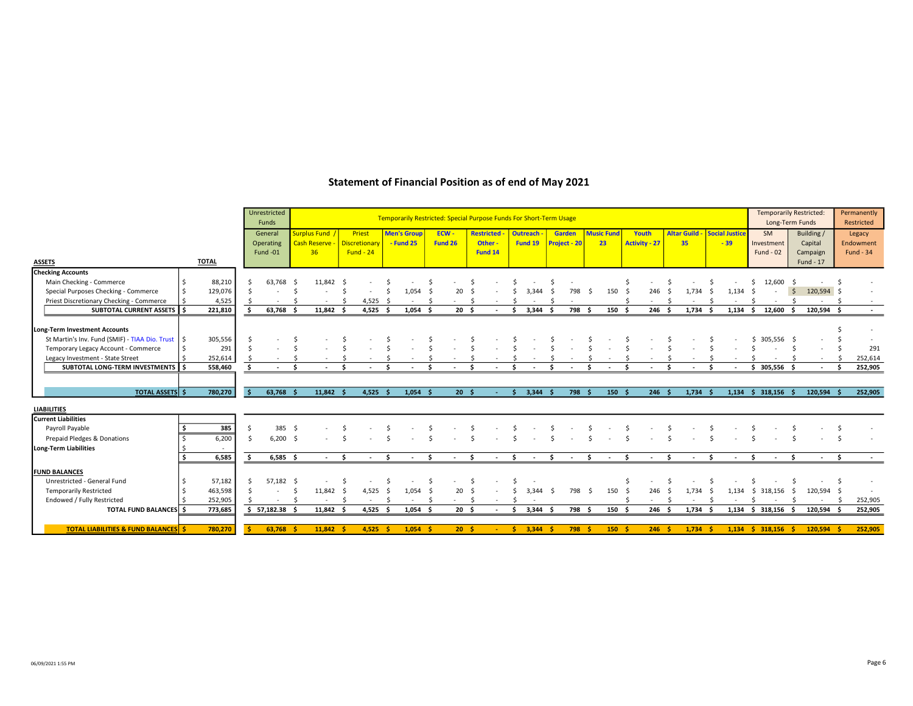## Statement of Financial Position as of end of May 2021

| ASSETS | TOTAL | Unrestricted Funds | Temporarily Restricted: Special Purpose Funds For Short-Term Usage | | | | | | | | | | | Temporarily Restricted: Long-Term Funds | | Permanently Restricted |
|---|---|---|---|---|---|---|---|---|---|---|---|---|---|---|---|---|
| | | General Operating Fund -01 | Surplus Fund / Cash Reserve - 36 | Priest Discretionary Fund - 24 | Men's Group - Fund 25 | ECW - Fund 26 | Restricted - Other - Fund 14 | Outreach - Fund 19 | Garden Project - 20 | Music Fund 23 | Youth Activity - 27 | Altar Guild - 35 | Social Justice - 39 | SM Investment Fund - 02 | Building / Capital Campaign Fund - 17 | Legacy Endowment Fund - 34 |
| **Checking Accounts** | | | | | | | | | | | | | | | | |
| Main Checking - Commerce | $ 88,210 | $ 63,768 | $ 11,842 | $ - | $ - | $ - | $ - | $ - | $ - | | $ - | $ - | $ - | $ 12,600 | $ - | $ - |
| Special Purposes Checking - Commerce | $ 129,076 | $ - | $ - | $ - | $ 1,054 | $ 20 | $ - | $ 3,344 | $ 798 | $ 150 | $ 246 | $ 1,734 | $ 1,134 | $ - | $ 120,594 | $ - |
| Priest Discretionary Checking - Commerce | $ 4,525 | $ - | $ - | $ 4,525 | $ - | $ - | $ - | $ - | $ - | | $ - | $ - | $ - | $ - | $ - | $ - |
| **SUBTOTAL CURRENT ASSETS** | **$ 221,810** | **$ 63,768** | **$ 11,842** | **$ 4,525** | **$ 1,054** | **$ 20** | **$ -** | **$ 3,344** | **$ 798** | **$ 150** | **$ 246** | **$ 1,734** | **$ 1,134** | **$ 12,600** | **$ 120,594** | **$ -** |
| **Long-Term Investment Accounts** | | | | | | | | | | | | | | | | $ - |
| St Martin's Inv. Fund (SMIF) - TIAA Dio. Trust | $ 305,556 | $ - | $ - | $ - | $ - | $ - | $ - | $ - | $ - | $ - | $ - | $ - | $ - | $ 305,556 | $ - | $ - |
| Temporary Legacy Account - Commerce | $ 291 | $ - | $ - | $ - | $ - | $ - | $ - | $ - | $ - | $ - | $ - | $ - | $ - | $ - | $ - | $ 291 |
| Legacy Investment - State Street | $ 252,614 | $ - | $ - | $ - | $ - | $ - | $ - | $ - | $ - | $ - | $ - | $ - | $ - | $ - | $ - | $ 252,614 |
| **SUBTOTAL LONG-TERM INVESTMENTS** | **$ 558,460** | **$ -** | **$ -** | **$ -** | **$ -** | **$ -** | **$ -** | **$ -** | **$ -** | **$ -** | **$ -** | **$ -** | **$ -** | **$ 305,556** | **$ -** | **$ 252,905** |
| **TOTAL ASSETS** | **$ 780,270** | **$ 63,768** | **$ 11,842** | **$ 4,525** | **$ 1,054** | **$ 20** | **$ -** | **$ 3,344** | **$ 798** | **$ 150** | **$ 246** | **$ 1,734** | **$ 1,134** | **$ 318,156** | **$ 120,594** | **$ 252,905** |
| **LIABILITIES** | | | | | | | | | | | | | | | | |
| **Current Liabilities** | | | | | | | | | | | | | | | | |
| Payroll Payable | $ 385 | $ 385 | $ - | $ - | $ - | $ - | $ - | $ - | $ - | $ - | $ - | $ - | $ - | $ - | $ - | $ - |
| Prepaid Pledges & Donations | $ 6,200 | $ 6,200 | $ - | $ - | $ - | $ - | $ - | $ - | $ - | $ - | $ - | $ - | $ - | $ - | $ - | $ - |
| **Long-Term Liabilities** | $ - | | | | | | | | | | | | | | | |
| | **$ 6,585** | **$ 6,585** | **$ -** | **$ -** | **$ -** | **$ -** | **$ -** | **$ -** | **$ -** | **$ -** | **$ -** | **$ -** | **$ -** | **$ -** | **$ -** | **$ -** |
| **FUND BALANCES** | | | | | | | | | | | | | | | | |
| Unrestricted - General Fund | $ 57,182 | $ 57,182 | $ - | $ - | $ - | $ - | $ - | $ - | | | $ - | $ - | $ - | $ - | $ - | $ - |
| Temporarily Restricted | $ 463,598 | $ - | $ 11,842 | $ 4,525 | $ 1,054 | $ 20 | $ - | $ 3,344 | $ 798 | $ 150 | $ 246 | $ 1,734 | $ 1,134 | $ 318,156 | $ 120,594 | $ - |
| Endowed / Fully Restricted | $ 252,905 | $ - | $ - | $ - | $ - | $ - | $ - | $ - | | | $ - | $ - | $ - | $ - | $ - | $ 252,905 |
| **TOTAL FUND BALANCES** | **$ 773,685** | **$ 57,182.38** | **$ 11,842** | **$ 4,525** | **$ 1,054** | **$ 20** | **$ -** | **$ 3,344** | **$ 798** | **$ 150** | **$ 246** | **$ 1,734** | **$ 1,134** | **$ 318,156** | **$ 120,594** | **$ 252,905** |
| **TOTAL LIABILITIES & FUND BALANCES** | **$ 780,270** | **$ 63,768** | **$ 11,842** | **$ 4,525** | **$ 1,054** | **$ 20** | **$ -** | **$ 3,344** | **$ 798** | **$ 150** | **$ 246** | **$ 1,734** | **$ 1,134** | **$ 318,156** | **$ 120,594** | **$ 252,905** |